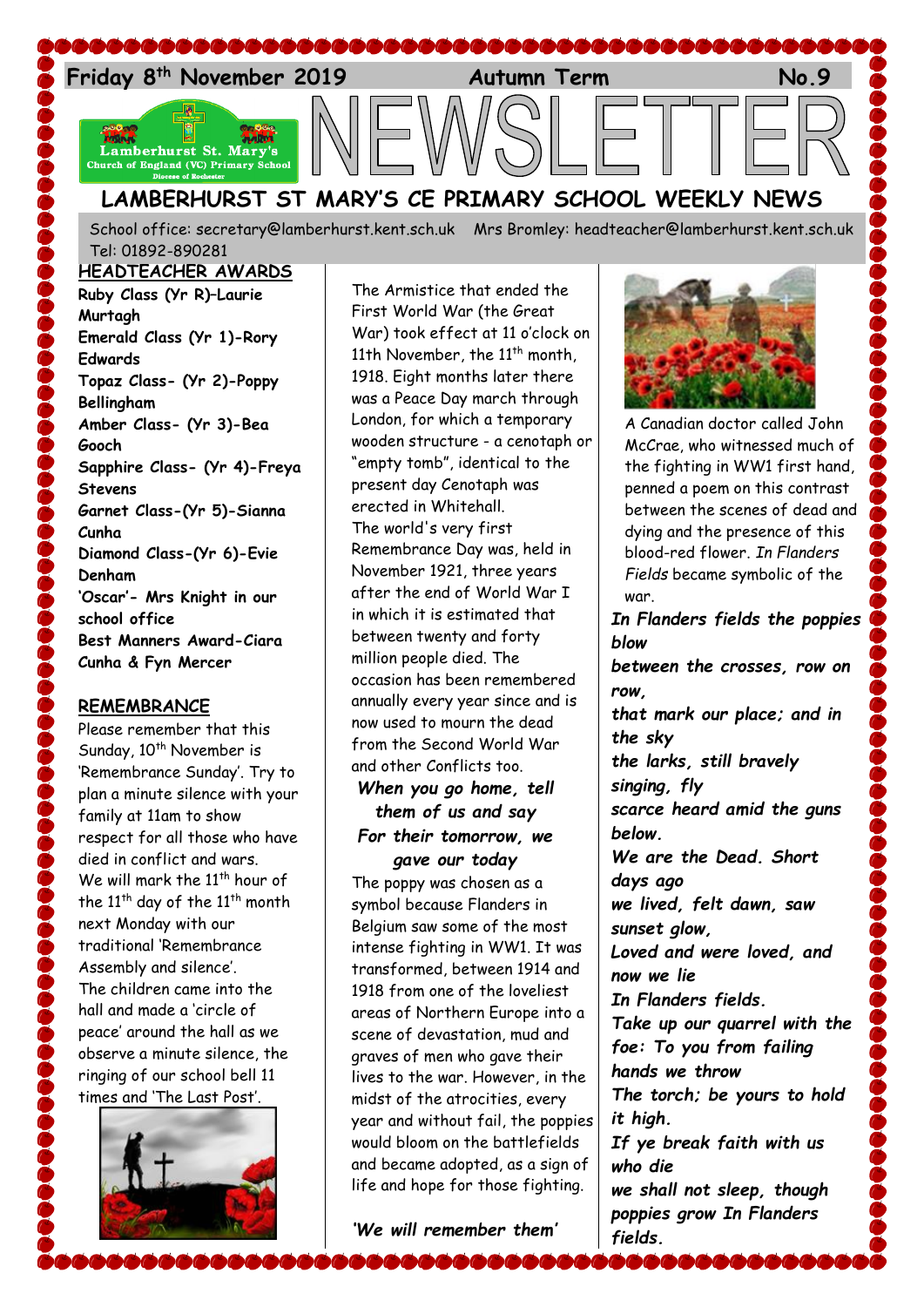Friday 8th November 2019 Autumn Term No.9

# NEWSLETTER

## LAMBERHURST ST MARY'S CE PRIMARY SCHOOL WEEKLY NEWS

School office: secretary@lamberhurst.kent.sch.uk Mrs Bromley: headteacher@lamberhurst.kent.sch.uk Tel: 01892-890281

### HEADTEACHER AWARDS

**Ruby Class (Yr R)–Laurie Murtagh**
**Emerald Class (Yr 1)-Rory Edwards**
**Topaz Class- (Yr 2)-Poppy Bellingham**
**Amber Class- (Yr 3)-Bea Gooch**
**Sapphire Class- (Yr 4)-Freya Stevens**
**Garnet Class-(Yr 5)-Sianna Cunha**
**Diamond Class-(Yr 6)-Evie Denham**
**'Oscar'- Mrs Knight in our school office**
**Best Manners Award-Ciara Cunha & Fyn Mercer**

### REMEMBRANCE

Please remember that this Sunday, 10th November is 'Remembrance Sunday'. Try to plan a minute silence with your family at 11am to show respect for all those who have died in conflict and wars.
We will mark the 11th hour of the 11th day of the 11th month next Monday with our traditional 'Remembrance Assembly and silence'.
The children came into the hall and made a 'circle of peace' around the hall as we observe a minute silence, the ringing of our school bell 11 times and 'The Last Post'.

The Armistice that ended the First World War (the Great War) took effect at 11 o'clock on 11th November, the 11th month, 1918. Eight months later there was a Peace Day march through London, for which a temporary wooden structure - a cenotaph or "empty tomb", identical to the present day Cenotaph was erected in Whitehall.
The world's very first Remembrance Day was, held in November 1921, three years after the end of World War I in which it is estimated that between twenty and forty million people died. The occasion has been remembered annually every year since and is now used to mourn the dead from the Second World War and other Conflicts too.

***When you go home, tell them of us and say***
***For their tomorrow, we gave our today***

The poppy was chosen as a symbol because Flanders in Belgium saw some of the most intense fighting in WW1. It was transformed, between 1914 and 1918 from one of the loveliest areas of Northern Europe into a scene of devastation, mud and graves of men who gave their lives to the war. However, in the midst of the atrocities, every year and without fail, the poppies would bloom on the battlefields and became adopted, as a sign of life and hope for those fighting.

***'We will remember them'***

A Canadian doctor called John McCrae, who witnessed much of the fighting in WW1 first hand, penned a poem on this contrast between the scenes of dead and dying and the presence of this blood-red flower. *In Flanders Fields* became symbolic of the war.

***In Flanders fields the poppies blow***
***between the crosses, row on row,***
***that mark our place; and in the sky***
***the larks, still bravely singing, fly***
***scarce heard amid the guns below.***
***We are the Dead. Short days ago***
***we lived, felt dawn, saw sunset glow,***
***Loved and were loved, and now we lie***
***In Flanders fields.***
***Take up our quarrel with the foe: To you from failing hands we throw***
***The torch; be yours to hold it high.***
***If ye break faith with us who die***
***we shall not sleep, though poppies grow In Flanders fields.***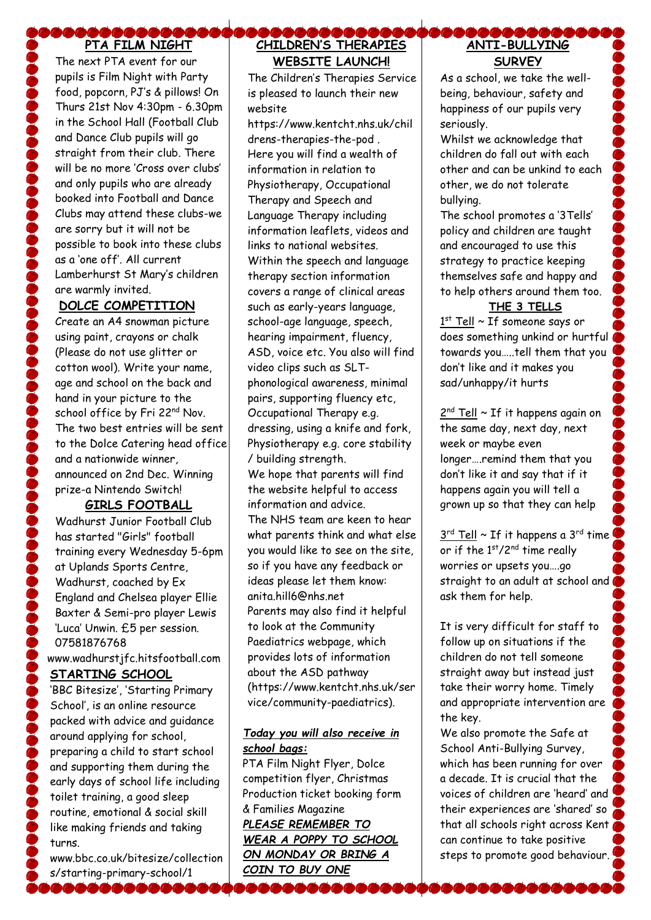## PTA FILM NIGHT

The next PTA event for our pupils is Film Night with Party food, popcorn, PJ's & pillows! On Thurs 21st Nov 4:30pm - 6.30pm in the School Hall (Football Club and Dance Club pupils will go straight from their club. There will be no more 'Cross over clubs' and only pupils who are already booked into Football and Dance Clubs may attend these clubs-we are sorry but it will not be possible to book into these clubs as a 'one off'. All current Lamberhurst St Mary's children are warmly invited.

## DOLCE COMPETITION

Create an A4 snowman picture using paint, crayons or chalk (Please do not use glitter or cotton wool). Write your name, age and school on the back and hand in your picture to the school office by Fri 22nd Nov. The two best entries will be sent to the Dolce Catering head office and a nationwide winner, announced on 2nd Dec. Winning prize-a Nintendo Switch!

## GIRLS FOOTBALL

Wadhurst Junior Football Club has started "Girls" football training every Wednesday 5-6pm at Uplands Sports Centre, Wadhurst, coached by Ex England and Chelsea player Ellie Baxter & Semi-pro player Lewis 'Luca' Unwin. £5 per session. 07581876768

www.wadhurstjfc.hitsfootball.com

## STARTING SCHOOL

'BBC Bitesize', 'Starting Primary School', is an online resource packed with advice and guidance around applying for school, preparing a child to start school and supporting them during the early days of school life including toilet training, a good sleep routine, emotional & social skill like making friends and taking turns.

www.bbc.co.uk/bitesize/collections/starting-primary-school/1

## CHILDREN'S THERAPIES WEBSITE LAUNCH!

The Children's Therapies Service is pleased to launch their new website https://www.kentcht.nhs.uk/childrens-therapies-the-pod . Here you will find a wealth of information in relation to Physiotherapy, Occupational Therapy and Speech and Language Therapy including information leaflets, videos and links to national websites. Within the speech and language therapy section information covers a range of clinical areas such as early-years language, school-age language, speech, hearing impairment, fluency, ASD, voice etc. You also will find video clips such as SLT-phonological awareness, minimal pairs, supporting fluency etc, Occupational Therapy e.g. dressing, using a knife and fork, Physiotherapy e.g. core stability / building strength.

We hope that parents will find the website helpful to access information and advice.

The NHS team are keen to hear what parents think and what else you would like to see on the site, so if you have any feedback or ideas please let them know: anita.hill6@nhs.net

Parents may also find it helpful to look at the Community Paediatrics webpage, which provides lots of information about the ASD pathway (https://www.kentcht.nhs.uk/service/community-paediatrics).

***Today you will also receive in school bags:***

PTA Film Night Flyer, Dolce competition flyer, Christmas Production ticket booking form & Families Magazine

***PLEASE REMEMBER TO WEAR A POPPY TO SCHOOL ON MONDAY OR BRING A COIN TO BUY ONE***

## ANTI-BULLYING SURVEY

As a school, we take the well-being, behaviour, safety and happiness of our pupils very seriously.

Whilst we acknowledge that children do fall out with each other and can be unkind to each other, we do not tolerate bullying.

The school promotes a '3Tells' policy and children are taught and encouraged to use this strategy to practice keeping themselves safe and happy and to help others around them too.

### THE 3 TELLS

1st Tell ~ If someone says or does something unkind or hurtful towards you…..tell them that you don't like and it makes you sad/unhappy/it hurts

2nd Tell ~ If it happens again on the same day, next day, next week or maybe even longer….remind them that you don't like it and say that if it happens again you will tell a grown up so that they can help

3rd Tell ~ If it happens a 3rd time or if the 1st/2nd time really worries or upsets you….go straight to an adult at school and ask them for help.

It is very difficult for staff to follow up on situations if the children do not tell someone straight away but instead just take their worry home. Timely and appropriate intervention are the key.

We also promote the Safe at School Anti-Bullying Survey, which has been running for over a decade. It is crucial that the voices of children are 'heard' and their experiences are 'shared' so that all schools right across Kent can continue to take positive steps to promote good behaviour.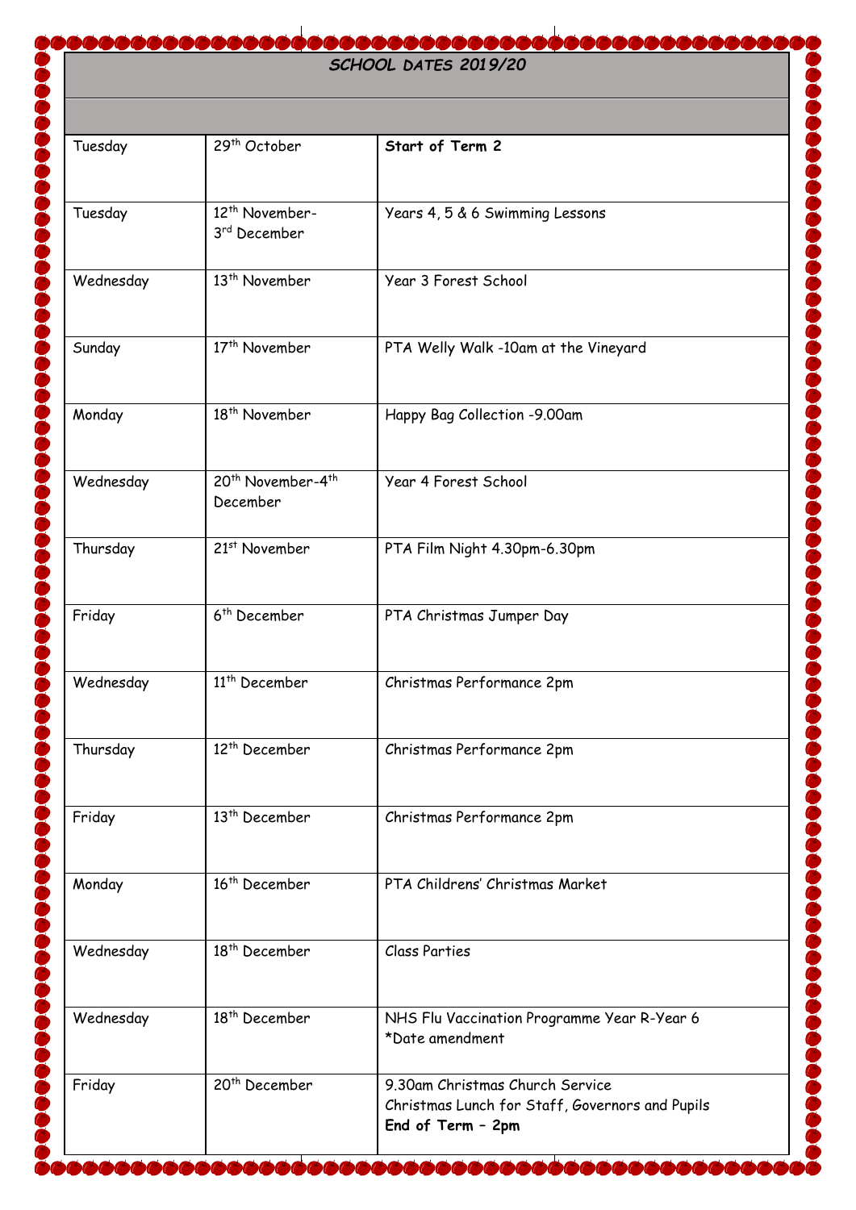| SCHOOL DATES 2019/20 | | |
|---|---|---|
| | | |
| Tuesday | 29th October | **Start of Term 2** |
| Tuesday | 12th November-3rd December | Years 4, 5 & 6 Swimming Lessons |
| Wednesday | 13th November | Year 3 Forest School |
| Sunday | 17th November | PTA Welly Walk -10am at the Vineyard |
| Monday | 18th November | Happy Bag Collection -9.00am |
| Wednesday | 20th November-4th December | Year 4 Forest School |
| Thursday | 21st November | PTA Film Night 4.30pm-6.30pm |
| Friday | 6th December | PTA Christmas Jumper Day |
| Wednesday | 11th December | Christmas Performance 2pm |
| Thursday | 12th December | Christmas Performance 2pm |
| Friday | 13th December | Christmas Performance 2pm |
| Monday | 16th December | PTA Childrens' Christmas Market |
| Wednesday | 18th December | Class Parties |
| Wednesday | 18th December | NHS Flu Vaccination Programme Year R-Year 6 *Date amendment |
| Friday | 20th December | 9.30am Christmas Church Service<br>Christmas Lunch for Staff, Governors and Pupils<br>**End of Term – 2pm** |